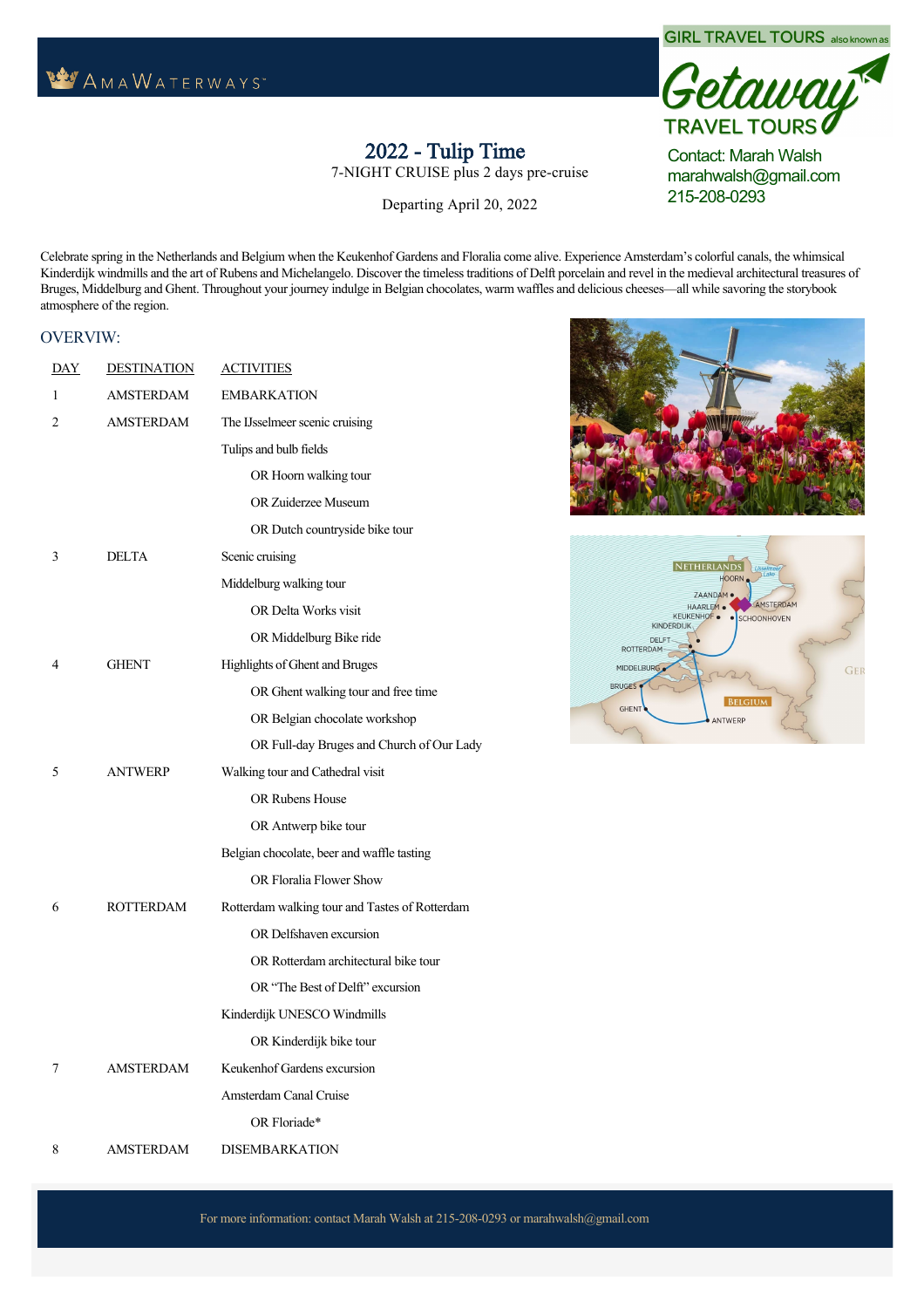AMAWATERWAYS

GIRL TRAVEL TOURS also known as Getaway TRAVEL TOURS

Contact: Marah Walsh
marahwalsh@gmail.com
215-208-0293

# 2022 - Tulip Time

7-NIGHT CRUISE plus 2 days pre-cruise

Departing April 20, 2022

Celebrate spring in the Netherlands and Belgium when the Keukenhof Gardens and Floralia come alive. Experience Amsterdam's colorful canals, the whimsical Kinderdijk windmills and the art of Rubens and Michelangelo. Discover the timeless traditions of Delft porcelain and revel in the medieval architectural treasures of Bruges, Middelburg and Ghent. Throughout your journey indulge in Belgian chocolates, warm waffles and delicious cheeses—all while savoring the storybook atmosphere of the region.

## OVERVIW:

| DAY | DESTINATION | ACTIVITIES |
|---|---|---|
| 1 | AMSTERDAM | EMBARKATION |
| 2 | AMSTERDAM | The IJsselmeer scenic cruising |
| | | Tulips and bulb fields |
| | | OR Hoorn walking tour |
| | | OR Zuiderzee Museum |
| | | OR Dutch countryside bike tour |
| 3 | DELTA | Scenic cruising |
| | | Middelburg walking tour |
| | | OR Delta Works visit |
| | | OR Middelburg Bike ride |
| 4 | GHENT | Highlights of Ghent and Bruges |
| | | OR Ghent walking tour and free time |
| | | OR Belgian chocolate workshop |
| | | OR Full-day Bruges and Church of Our Lady |
| 5 | ANTWERP | Walking tour and Cathedral visit |
| | | OR Rubens House |
| | | OR Antwerp bike tour |
| | | Belgian chocolate, beer and waffle tasting |
| | | OR Floralia Flower Show |
| 6 | ROTTERDAM | Rotterdam walking tour and Tastes of Rotterdam |
| | | OR Delfshaven excursion |
| | | OR Rotterdam architectural bike tour |
| | | OR "The Best of Delft" excursion |
| | | Kinderdijk UNESCO Windmills |
| | | OR Kinderdijk bike tour |
| 7 | AMSTERDAM | Keukenhof Gardens excursion |
| | | Amsterdam Canal Cruise |
| | | OR Floriade* |
| 8 | AMSTERDAM | DISEMBARKATION |

For more information: contact Marah Walsh at 215-208-0293 or marahwalsh@gmail.com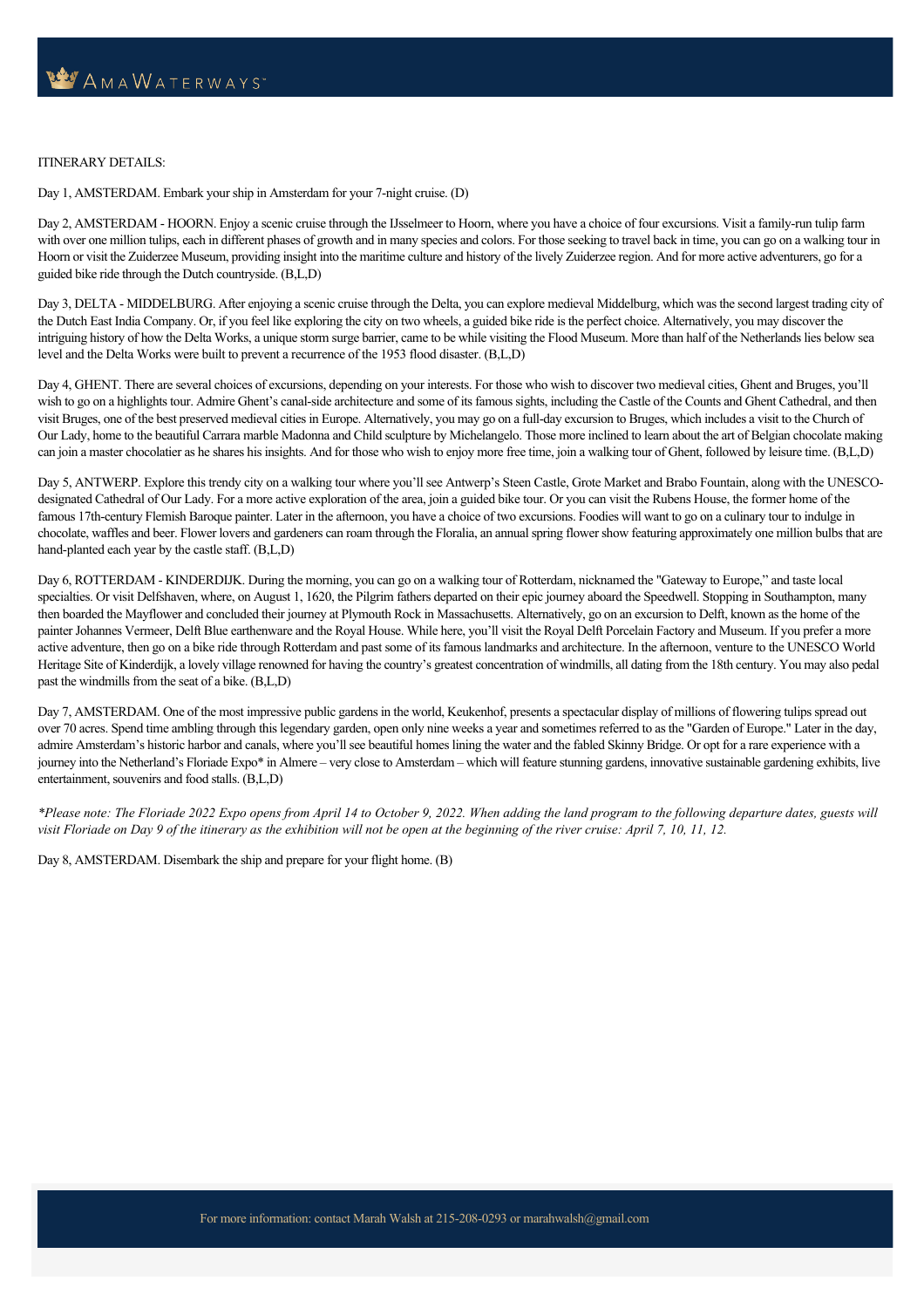ITINERARY DETAILS:

Day 1, AMSTERDAM. Embark your ship in Amsterdam for your 7-night cruise. (D)

Day 2, AMSTERDAM - HOORN. Enjoy a scenic cruise through the IJsselmeer to Hoorn, where you have a choice of four excursions. Visit a family-run tulip farm with over one million tulips, each in different phases of growth and in many species and colors. For those seeking to travel back in time, you can go on a walking tour in Hoorn or visit the Zuiderzee Museum, providing insight into the maritime culture and history of the lively Zuiderzee region. And for more active adventurers, go for a guided bike ride through the Dutch countryside. (B,L,D)

Day 3, DELTA - MIDDELBURG. After enjoying a scenic cruise through the Delta, you can explore medieval Middelburg, which was the second largest trading city of the Dutch East India Company. Or, if you feel like exploring the city on two wheels, a guided bike ride is the perfect choice. Alternatively, you may discover the intriguing history of how the Delta Works, a unique storm surge barrier, came to be while visiting the Flood Museum. More than half of the Netherlands lies below sea level and the Delta Works were built to prevent a recurrence of the 1953 flood disaster. (B,L,D)

Day 4, GHENT. There are several choices of excursions, depending on your interests. For those who wish to discover two medieval cities, Ghent and Bruges, you'll wish to go on a highlights tour. Admire Ghent's canal-side architecture and some of its famous sights, including the Castle of the Counts and Ghent Cathedral, and then visit Bruges, one of the best preserved medieval cities in Europe. Alternatively, you may go on a full-day excursion to Bruges, which includes a visit to the Church of Our Lady, home to the beautiful Carrara marble Madonna and Child sculpture by Michelangelo. Those more inclined to learn about the art of Belgian chocolate making can join a master chocolatier as he shares his insights. And for those who wish to enjoy more free time, join a walking tour of Ghent, followed by leisure time. (B,L,D)

Day 5, ANTWERP. Explore this trendy city on a walking tour where you'll see Antwerp's Steen Castle, Grote Market and Brabo Fountain, along with the UNESCO-designated Cathedral of Our Lady. For a more active exploration of the area, join a guided bike tour. Or you can visit the Rubens House, the former home of the famous 17th-century Flemish Baroque painter. Later in the afternoon, you have a choice of two excursions. Foodies will want to go on a culinary tour to indulge in chocolate, waffles and beer. Flower lovers and gardeners can roam through the Floralia, an annual spring flower show featuring approximately one million bulbs that are hand-planted each year by the castle staff. (B,L,D)

Day 6, ROTTERDAM - KINDERDIJK. During the morning, you can go on a walking tour of Rotterdam, nicknamed the "Gateway to Europe," and taste local specialties. Or visit Delfshaven, where, on August 1, 1620, the Pilgrim fathers departed on their epic journey aboard the Speedwell. Stopping in Southampton, many then boarded the Mayflower and concluded their journey at Plymouth Rock in Massachusetts. Alternatively, go on an excursion to Delft, known as the home of the painter Johannes Vermeer, Delft Blue earthenware and the Royal House. While here, you'll visit the Royal Delft Porcelain Factory and Museum. If you prefer a more active adventure, then go on a bike ride through Rotterdam and past some of its famous landmarks and architecture. In the afternoon, venture to the UNESCO World Heritage Site of Kinderdijk, a lovely village renowned for having the country's greatest concentration of windmills, all dating from the 18th century. You may also pedal past the windmills from the seat of a bike. (B,L,D)

Day 7, AMSTERDAM. One of the most impressive public gardens in the world, Keukenhof, presents a spectacular display of millions of flowering tulips spread out over 70 acres. Spend time ambling through this legendary garden, open only nine weeks a year and sometimes referred to as the "Garden of Europe." Later in the day, admire Amsterdam's historic harbor and canals, where you'll see beautiful homes lining the water and the fabled Skinny Bridge. Or opt for a rare experience with a journey into the Netherland's Floriade Expo* in Almere – very close to Amsterdam – which will feature stunning gardens, innovative sustainable gardening exhibits, live entertainment, souvenirs and food stalls. (B,L,D)

*\*Please note: The Floriade 2022 Expo opens from April 14 to October 9, 2022. When adding the land program to the following departure dates, guests will visit Floriade on Day 9 of the itinerary as the exhibition will not be open at the beginning of the river cruise: April 7, 10, 11, 12.*

Day 8, AMSTERDAM. Disembark the ship and prepare for your flight home. (B)

For more information: contact Marah Walsh at 215-208-0293 or marahwalsh@gmail.com